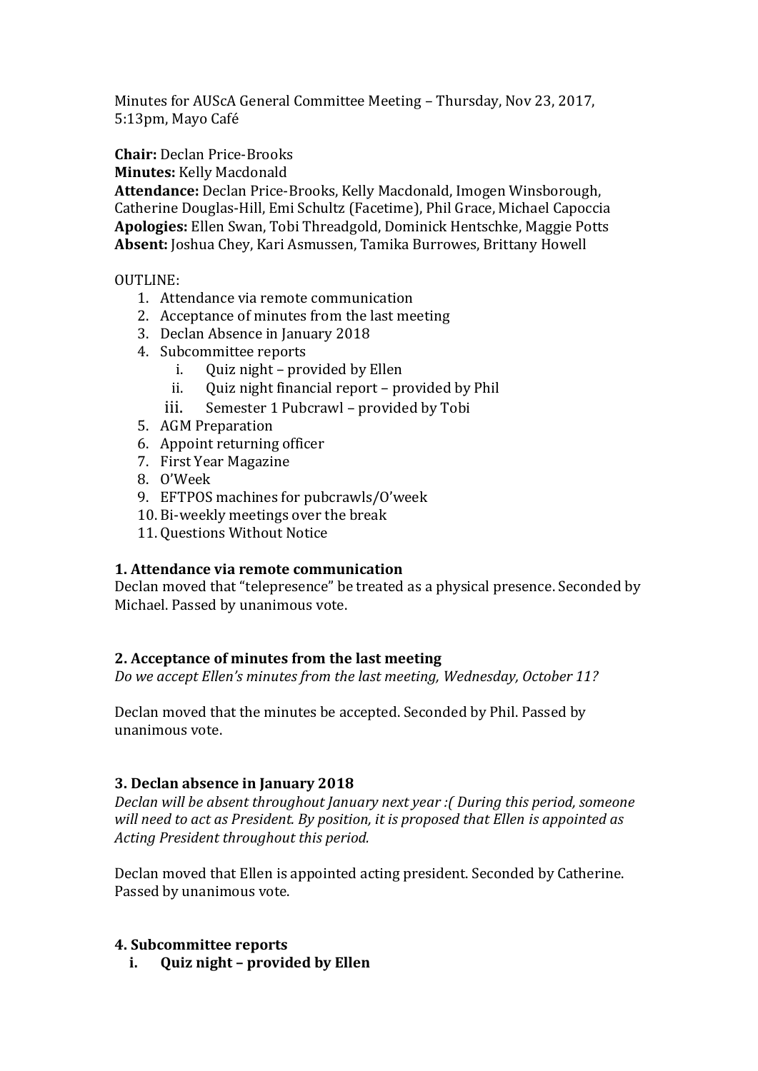Minutes for AUScA General Committee Meeting – Thursday, Nov 23, 2017, 5:13pm, Mayo Café

**Chair:** Declan Price-Brooks
**Minutes:** Kelly Macdonald
**Attendance:** Declan Price-Brooks, Kelly Macdonald, Imogen Winsborough, Catherine Douglas-Hill, Emi Schultz (Facetime), Phil Grace, Michael Capoccia
**Apologies:** Ellen Swan, Tobi Threadgold, Dominick Hentschke, Maggie Potts
**Absent:** Joshua Chey, Kari Asmussen, Tamika Burrowes, Brittany Howell

OUTLINE:

1. Attendance via remote communication
2. Acceptance of minutes from the last meeting
3. Declan Absence in January 2018
4. Subcommittee reports
   i. Quiz night – provided by Ellen
   ii. Quiz night financial report – provided by Phil
   iii. Semester 1 Pubcrawl – provided by Tobi
5. AGM Preparation
6. Appoint returning officer
7. First Year Magazine
8. O'Week
9. EFTPOS machines for pubcrawls/O'week
10. Bi-weekly meetings over the break
11. Questions Without Notice

### 1. Attendance via remote communication

Declan moved that "telepresence" be treated as a physical presence. Seconded by Michael. Passed by unanimous vote.

### 2. Acceptance of minutes from the last meeting

*Do we accept Ellen's minutes from the last meeting, Wednesday, October 11?*

Declan moved that the minutes be accepted. Seconded by Phil. Passed by unanimous vote.

### 3. Declan absence in January 2018

*Declan will be absent throughout January next year :( During this period, someone will need to act as President. By position, it is proposed that Ellen is appointed as Acting President throughout this period.*

Declan moved that Ellen is appointed acting president. Seconded by Catherine. Passed by unanimous vote.

### 4. Subcommittee reports

**i. Quiz night – provided by Ellen**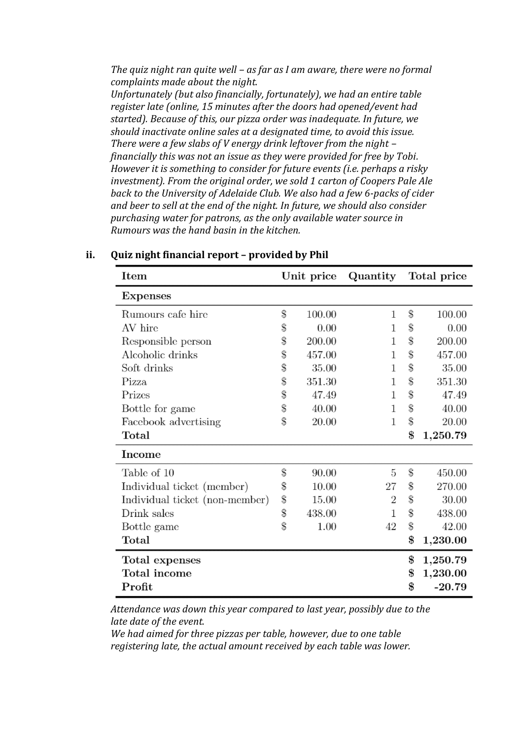*The quiz night ran quite well – as far as I am aware, there were no formal complaints made about the night.*
*Unfortunately (but also financially, fortunately), we had an entire table register late (online, 15 minutes after the doors had opened/event had started). Because of this, our pizza order was inadequate. In future, we should inactivate online sales at a designated time, to avoid this issue. There were a few slabs of V energy drink leftover from the night – financially this was not an issue as they were provided for free by Tobi. However it is something to consider for future events (i.e. perhaps a risky investment). From the original order, we sold 1 carton of Coopers Pale Ale back to the University of Adelaide Club. We also had a few 6-packs of cider and beer to sell at the end of the night. In future, we should also consider purchasing water for patrons, as the only available water source in Rumours was the hand basin in the kitchen.*

### ii. Quiz night financial report – provided by Phil

| Item | Unit price | Quantity | Total price |
|---|---|---|---|
| **Expenses** | | | |
| Rumours cafe hire | $ 100.00 | 1 | $ 100.00 |
| AV hire | $ 0.00 | 1 | $ 0.00 |
| Responsible person | $ 200.00 | 1 | $ 200.00 |
| Alcoholic drinks | $ 457.00 | 1 | $ 457.00 |
| Soft drinks | $ 35.00 | 1 | $ 35.00 |
| Pizza | $ 351.30 | 1 | $ 351.30 |
| Prizes | $ 47.49 | 1 | $ 47.49 |
| Bottle for game | $ 40.00 | 1 | $ 40.00 |
| Facebook advertising | $ 20.00 | 1 | $ 20.00 |
| **Total** | | | **$ 1,250.79** |
| **Income** | | | |
| Table of 10 | $ 90.00 | 5 | $ 450.00 |
| Individual ticket (member) | $ 10.00 | 27 | $ 270.00 |
| Individual ticket (non-member) | $ 15.00 | 2 | $ 30.00 |
| Drink sales | $ 438.00 | 1 | $ 438.00 |
| Bottle game | $ 1.00 | 42 | $ 42.00 |
| **Total** | | | **$ 1,230.00** |
| **Total expenses** | | | **$ 1,250.79** |
| **Total income** | | | **$ 1,230.00** |
| **Profit** | | | **$ -20.79** |

*Attendance was down this year compared to last year, possibly due to the late date of the event.*
*We had aimed for three pizzas per table, however, due to one table registering late, the actual amount received by each table was lower.*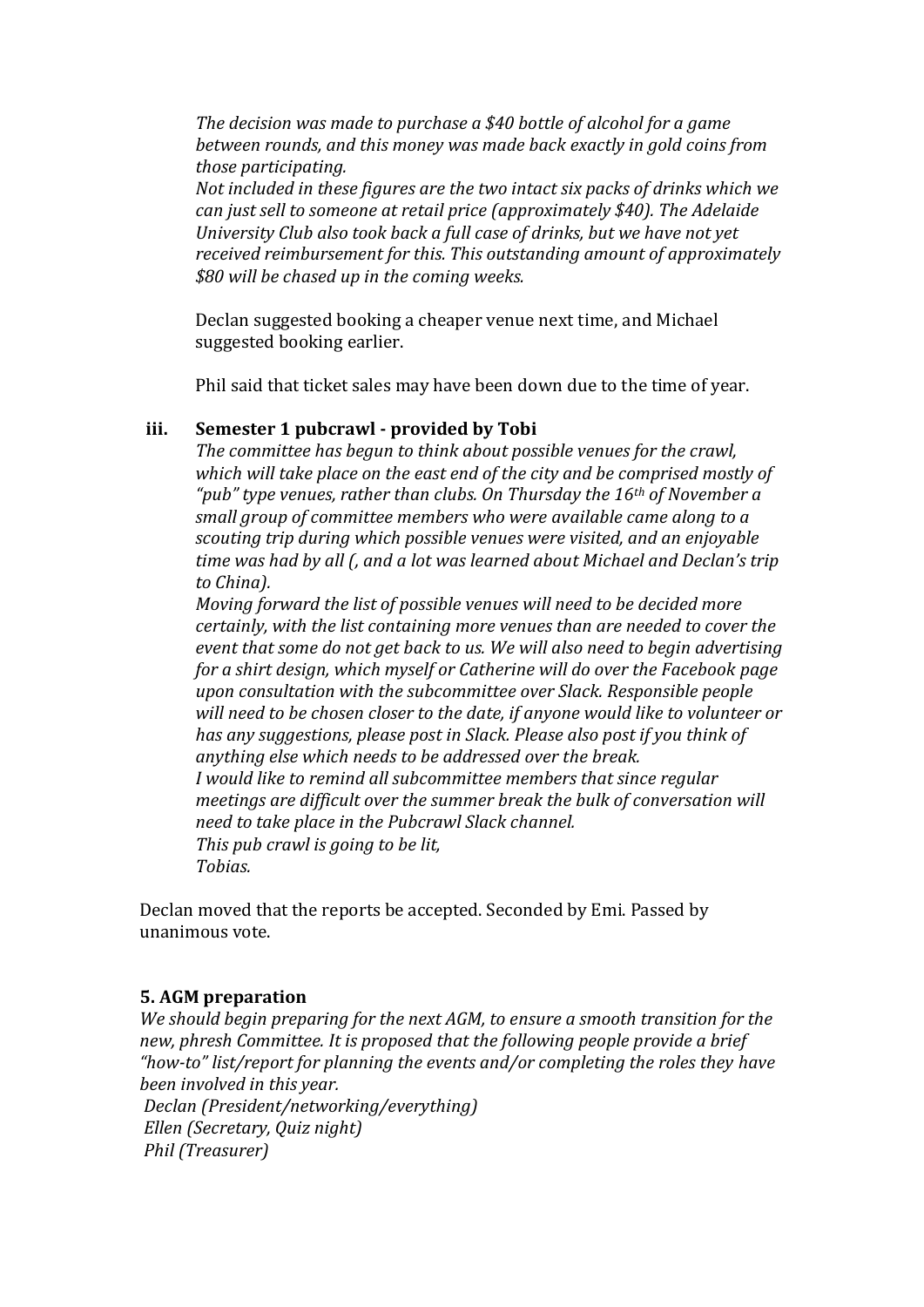*The decision was made to purchase a $40 bottle of alcohol for a game between rounds, and this money was made back exactly in gold coins from those participating.*
*Not included in these figures are the two intact six packs of drinks which we can just sell to someone at retail price (approximately $40). The Adelaide University Club also took back a full case of drinks, but we have not yet received reimbursement for this. This outstanding amount of approximately $80 will be chased up in the coming weeks.*

Declan suggested booking a cheaper venue next time, and Michael suggested booking earlier.

Phil said that ticket sales may have been down due to the time of year.

**iii. Semester 1 pubcrawl - provided by Tobi**

*The committee has begun to think about possible venues for the crawl, which will take place on the east end of the city and be comprised mostly of "pub" type venues, rather than clubs. On Thursday the 16th of November a small group of committee members who were available came along to a scouting trip during which possible venues were visited, and an enjoyable time was had by all (, and a lot was learned about Michael and Declan's trip to China).*
*Moving forward the list of possible venues will need to be decided more certainly, with the list containing more venues than are needed to cover the event that some do not get back to us. We will also need to begin advertising for a shirt design, which myself or Catherine will do over the Facebook page upon consultation with the subcommittee over Slack. Responsible people will need to be chosen closer to the date, if anyone would like to volunteer or has any suggestions, please post in Slack. Please also post if you think of anything else which needs to be addressed over the break.*
*I would like to remind all subcommittee members that since regular meetings are difficult over the summer break the bulk of conversation will need to take place in the Pubcrawl Slack channel.*
*This pub crawl is going to be lit,*
*Tobias.*

Declan moved that the reports be accepted. Seconded by Emi. Passed by unanimous vote.

### 5. AGM preparation

*We should begin preparing for the next AGM, to ensure a smooth transition for the new, phresh Committee. It is proposed that the following people provide a brief "how-to" list/report for planning the events and/or completing the roles they have been involved in this year.*
*Declan (President/networking/everything)*
*Ellen (Secretary, Quiz night)*
*Phil (Treasurer)*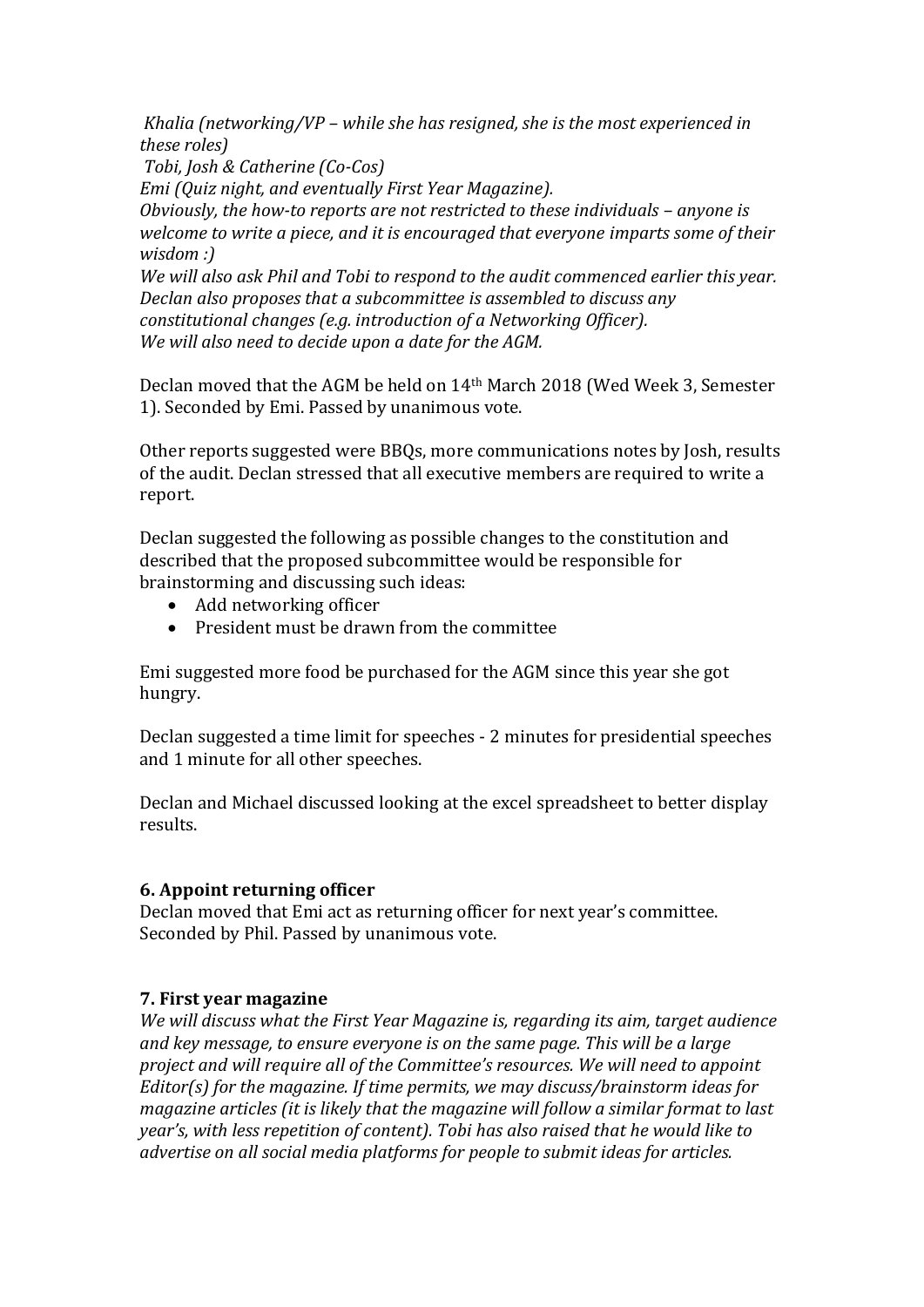*Khalia (networking/VP – while she has resigned, she is the most experienced in these roles)*
*Tobi, Josh & Catherine (Co-Cos)*
*Emi (Quiz night, and eventually First Year Magazine).*
*Obviously, the how-to reports are not restricted to these individuals – anyone is welcome to write a piece, and it is encouraged that everyone imparts some of their wisdom :)*
*We will also ask Phil and Tobi to respond to the audit commenced earlier this year.*
*Declan also proposes that a subcommittee is assembled to discuss any constitutional changes (e.g. introduction of a Networking Officer).*
*We will also need to decide upon a date for the AGM.*

Declan moved that the AGM be held on 14th March 2018 (Wed Week 3, Semester 1). Seconded by Emi. Passed by unanimous vote.

Other reports suggested were BBQs, more communications notes by Josh, results of the audit. Declan stressed that all executive members are required to write a report.

Declan suggested the following as possible changes to the constitution and described that the proposed subcommittee would be responsible for brainstorming and discussing such ideas:

- Add networking officer
- President must be drawn from the committee

Emi suggested more food be purchased for the AGM since this year she got hungry.

Declan suggested a time limit for speeches - 2 minutes for presidential speeches and 1 minute for all other speeches.

Declan and Michael discussed looking at the excel spreadsheet to better display results.

### 6. Appoint returning officer

Declan moved that Emi act as returning officer for next year's committee. Seconded by Phil. Passed by unanimous vote.

### 7. First year magazine

*We will discuss what the First Year Magazine is, regarding its aim, target audience and key message, to ensure everyone is on the same page. This will be a large project and will require all of the Committee's resources. We will need to appoint Editor(s) for the magazine. If time permits, we may discuss/brainstorm ideas for magazine articles (it is likely that the magazine will follow a similar format to last year's, with less repetition of content). Tobi has also raised that he would like to advertise on all social media platforms for people to submit ideas for articles.*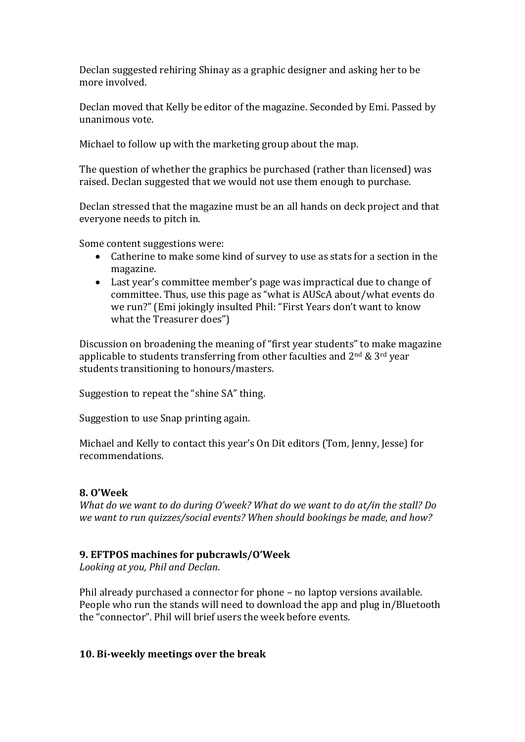Declan suggested rehiring Shinay as a graphic designer and asking her to be more involved.

Declan moved that Kelly be editor of the magazine. Seconded by Emi. Passed by unanimous vote.

Michael to follow up with the marketing group about the map.

The question of whether the graphics be purchased (rather than licensed) was raised. Declan suggested that we would not use them enough to purchase.

Declan stressed that the magazine must be an all hands on deck project and that everyone needs to pitch in.

Some content suggestions were:

- Catherine to make some kind of survey to use as stats for a section in the magazine.
- Last year's committee member's page was impractical due to change of committee. Thus, use this page as "what is AUScA about/what events do we run?" (Emi jokingly insulted Phil: "First Years don't want to know what the Treasurer does")

Discussion on broadening the meaning of "first year students" to make magazine applicable to students transferring from other faculties and 2nd & 3rd year students transitioning to honours/masters.

Suggestion to repeat the "shine SA" thing.

Suggestion to use Snap printing again.

Michael and Kelly to contact this year's On Dit editors (Tom, Jenny, Jesse) for recommendations.

**8. O'Week**

*What do we want to do during O'week? What do we want to do at/in the stall? Do we want to run quizzes/social events? When should bookings be made, and how?*

**9. EFTPOS machines for pubcrawls/O'Week**

*Looking at you, Phil and Declan*.

Phil already purchased a connector for phone – no laptop versions available. People who run the stands will need to download the app and plug in/Bluetooth the "connector". Phil will brief users the week before events.

**10. Bi-weekly meetings over the break**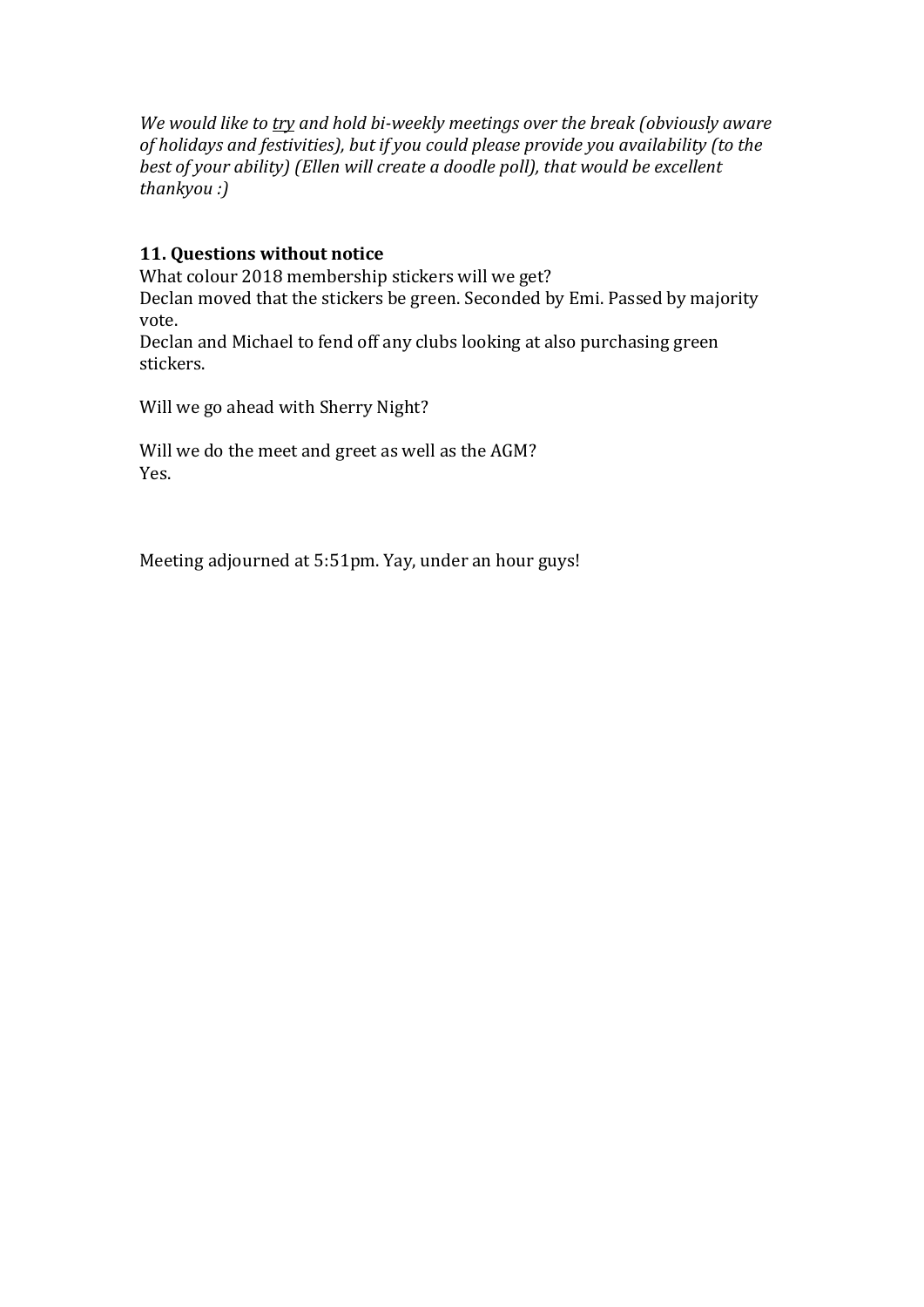*We would like to <u>try</u> and hold bi-weekly meetings over the break (obviously aware of holidays and festivities), but if you could please provide you availability (to the best of your ability) (Ellen will create a doodle poll), that would be excellent thankyou :)*

### 11. Questions without notice

What colour 2018 membership stickers will we get?
Declan moved that the stickers be green. Seconded by Emi. Passed by majority vote.
Declan and Michael to fend off any clubs looking at also purchasing green stickers.

Will we go ahead with Sherry Night?

Will we do the meet and greet as well as the AGM?
Yes.

Meeting adjourned at 5:51pm. Yay, under an hour guys!